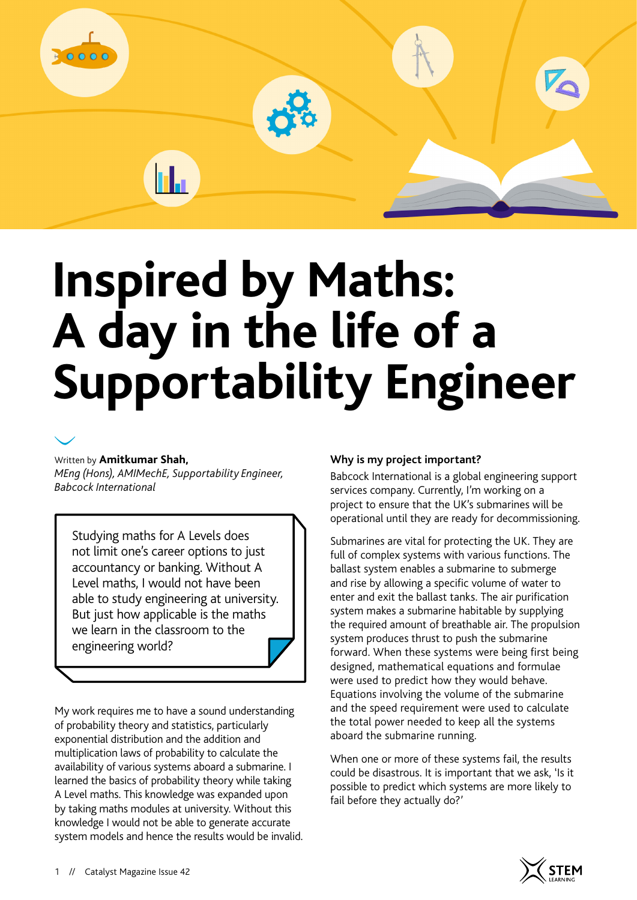# Inspired by Maths: A day in the life of a Supportability Engineer

Written by **Amitkumar Shah,**
*MEng (Hons), AMIMechE, Supportability Engineer, Babcock International*

> Studying maths for A Levels does not limit one's career options to just accountancy or banking. Without A Level maths, I would not have been able to study engineering at university. But just how applicable is the maths we learn in the classroom to the engineering world?

My work requires me to have a sound understanding of probability theory and statistics, particularly exponential distribution and the addition and multiplication laws of probability to calculate the availability of various systems aboard a submarine. I learned the basics of probability theory while taking A Level maths. This knowledge was expanded upon by taking maths modules at university. Without this knowledge I would not be able to generate accurate system models and hence the results would be invalid.

**Why is my project important?**

Babcock International is a global engineering support services company. Currently, I'm working on a project to ensure that the UK's submarines will be operational until they are ready for decommissioning.

Submarines are vital for protecting the UK. They are full of complex systems with various functions. The ballast system enables a submarine to submerge and rise by allowing a specific volume of water to enter and exit the ballast tanks. The air purification system makes a submarine habitable by supplying the required amount of breathable air. The propulsion system produces thrust to push the submarine forward. When these systems were being first being designed, mathematical equations and formulae were used to predict how they would behave. Equations involving the volume of the submarine and the speed requirement were used to calculate the total power needed to keep all the systems aboard the submarine running.

When one or more of these systems fail, the results could be disastrous. It is important that we ask, 'Is it possible to predict which systems are more likely to fail before they actually do?'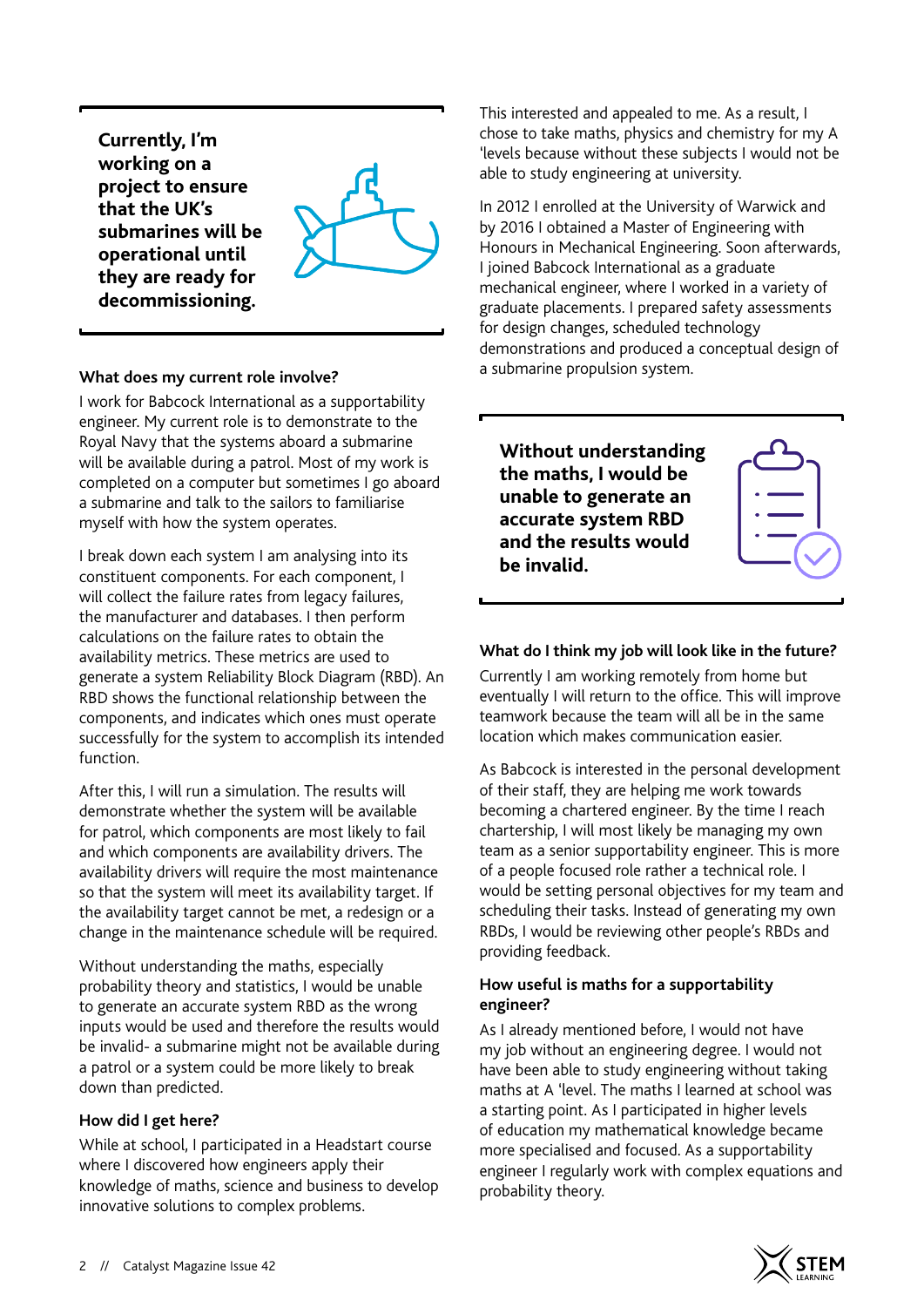> **Currently, I'm working on a project to ensure that the UK's submarines will be operational until they are ready for decommissioning.**

### What does my current role involve?

I work for Babcock International as a supportability engineer. My current role is to demonstrate to the Royal Navy that the systems aboard a submarine will be available during a patrol. Most of my work is completed on a computer but sometimes I go aboard a submarine and talk to the sailors to familiarise myself with how the system operates.

I break down each system I am analysing into its constituent components. For each component, I will collect the failure rates from legacy failures, the manufacturer and databases. I then perform calculations on the failure rates to obtain the availability metrics. These metrics are used to generate a system Reliability Block Diagram (RBD). An RBD shows the functional relationship between the components, and indicates which ones must operate successfully for the system to accomplish its intended function.

After this, I will run a simulation. The results will demonstrate whether the system will be available for patrol, which components are most likely to fail and which components are availability drivers. The availability drivers will require the most maintenance so that the system will meet its availability target. If the availability target cannot be met, a redesign or a change in the maintenance schedule will be required.

Without understanding the maths, especially probability theory and statistics, I would be unable to generate an accurate system RBD as the wrong inputs would be used and therefore the results would be invalid- a submarine might not be available during a patrol or a system could be more likely to break down than predicted.

### How did I get here?

While at school, I participated in a Headstart course where I discovered how engineers apply their knowledge of maths, science and business to develop innovative solutions to complex problems.

This interested and appealed to me. As a result, I chose to take maths, physics and chemistry for my A 'levels because without these subjects I would not be able to study engineering at university.

In 2012 I enrolled at the University of Warwick and by 2016 I obtained a Master of Engineering with Honours in Mechanical Engineering. Soon afterwards, I joined Babcock International as a graduate mechanical engineer, where I worked in a variety of graduate placements. I prepared safety assessments for design changes, scheduled technology demonstrations and produced a conceptual design of a submarine propulsion system.

> **Without understanding the maths, I would be unable to generate an accurate system RBD and the results would be invalid.**

### What do I think my job will look like in the future?

Currently I am working remotely from home but eventually I will return to the office. This will improve teamwork because the team will all be in the same location which makes communication easier.

As Babcock is interested in the personal development of their staff, they are helping me work towards becoming a chartered engineer. By the time I reach chartership, I will most likely be managing my own team as a senior supportability engineer. This is more of a people focused role rather a technical role. I would be setting personal objectives for my team and scheduling their tasks. Instead of generating my own RBDs, I would be reviewing other people's RBDs and providing feedback.

### How useful is maths for a supportability engineer?

As I already mentioned before, I would not have my job without an engineering degree. I would not have been able to study engineering without taking maths at A 'level. The maths I learned at school was a starting point. As I participated in higher levels of education my mathematical knowledge became more specialised and focused. As a supportability engineer I regularly work with complex equations and probability theory.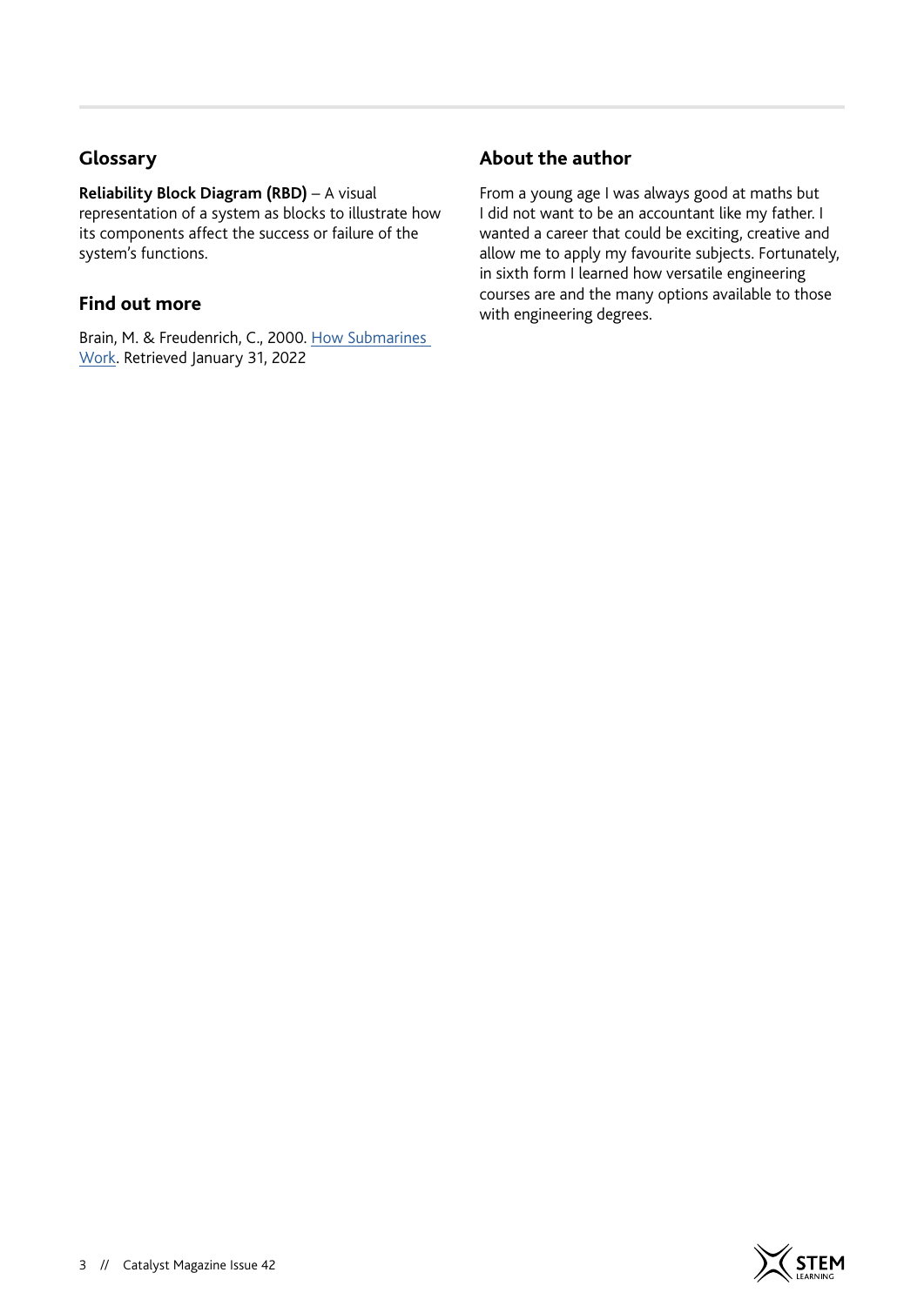## Glossary

**Reliability Block Diagram (RBD)** – A visual representation of a system as blocks to illustrate how its components affect the success or failure of the system's functions.

## Find out more

Brain, M. & Freudenrich, C., 2000. How Submarines Work. Retrieved January 31, 2022

## About the author

From a young age I was always good at maths but I did not want to be an accountant like my father. I wanted a career that could be exciting, creative and allow me to apply my favourite subjects. Fortunately, in sixth form I learned how versatile engineering courses are and the many options available to those with engineering degrees.